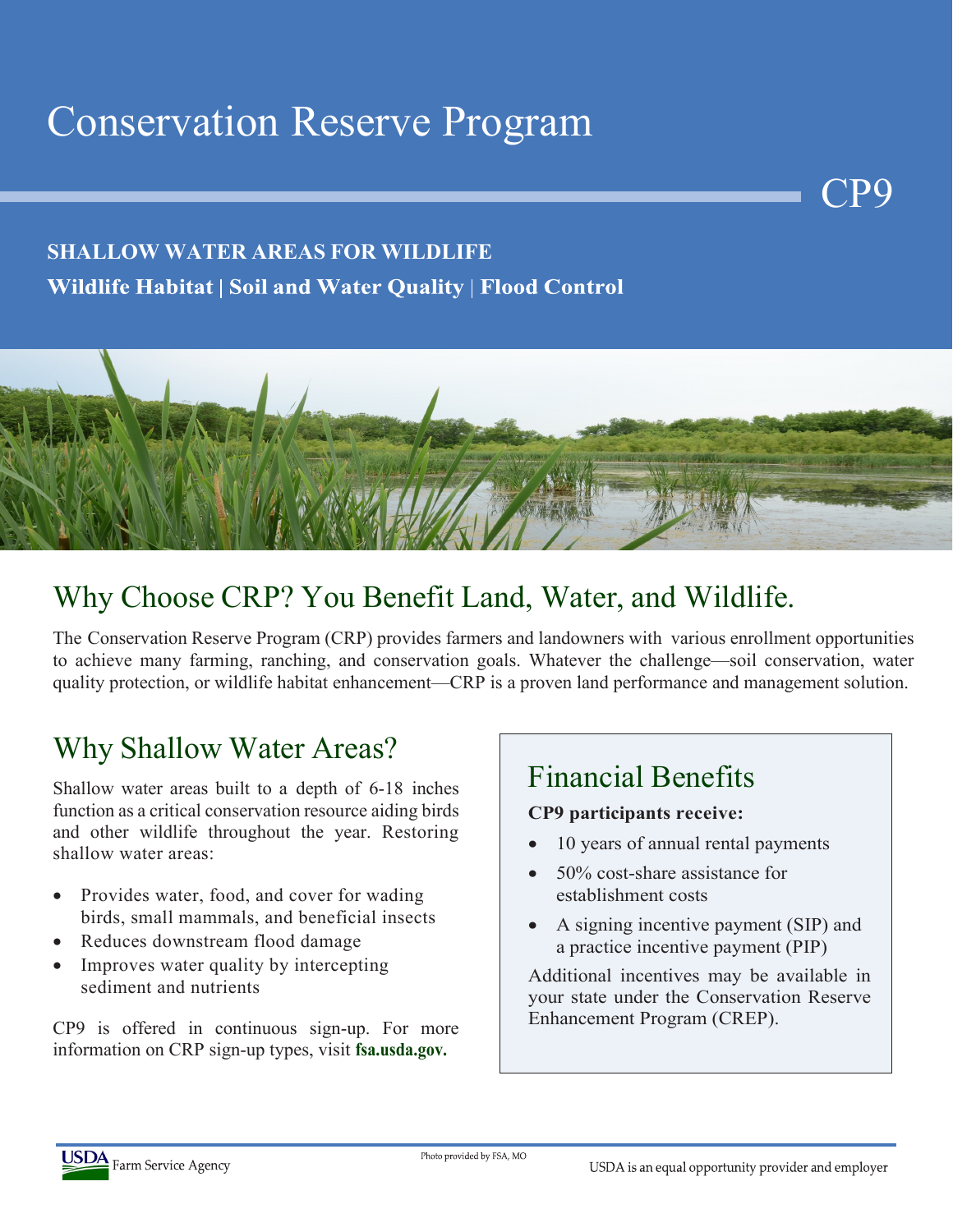# Conservation Reserve Program

CP9

**SHALLOW WATER AREAS FOR WILDLIFE**

**Wildlife Habitat | Soil and Water Quality | Flood Control**

## Why Choose CRP? You Benefit Land, Water, and Wildlife.

The Conservation Reserve Program (CRP) provides farmers and landowners with various enrollment opportunities to achieve many farming, ranching, and conservation goals. Whatever the challenge—soil conservation, water quality protection, or wildlife habitat enhancement—CRP is a proven land performance and management solution.

## Why Shallow Water Areas?

Shallow water areas built to a depth of 6-18 inches function as a critical conservation resource aiding birds and other wildlife throughout the year. Restoring shallow water areas:

- Provides water, food, and cover for wading birds, small mammals, and beneficial insects
- Reduces downstream flood damage
- Improves water quality by intercepting sediment and nutrients

CP9 is offered in continuous sign-up. For more information on CRP sign-up types, visit **fsa.usda.gov.**

## Financial Benefits

**CP9 participants receive:**

- 10 years of annual rental payments
- 50% cost-share assistance for establishment costs
- A signing incentive payment (SIP) and a practice incentive payment (PIP)

Additional incentives may be available in your state under the Conservation Reserve Enhancement Program (CREP).

USDA Farm Service Agency

Photo provided by FSA, MO

USDA is an equal opportunity provider and employer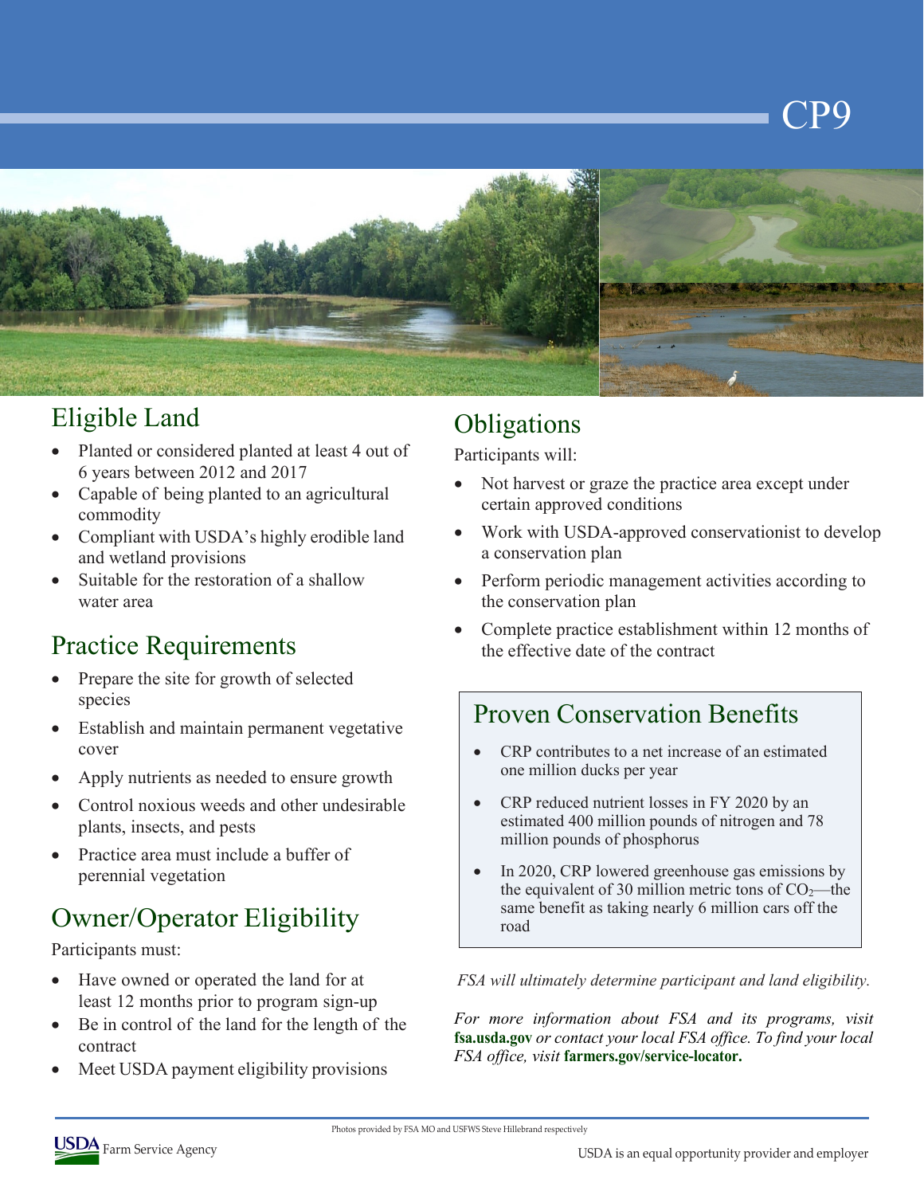# CP9

## Eligible Land

- Planted or considered planted at least 4 out of 6 years between 2012 and 2017
- Capable of being planted to an agricultural commodity
- Compliant with USDA's highly erodible land and wetland provisions
- Suitable for the restoration of a shallow water area

## Practice Requirements

- Prepare the site for growth of selected species
- Establish and maintain permanent vegetative cover
- Apply nutrients as needed to ensure growth
- Control noxious weeds and other undesirable plants, insects, and pests
- Practice area must include a buffer of perennial vegetation

## Owner/Operator Eligibility

Participants must:

- Have owned or operated the land for at least 12 months prior to program sign-up
- Be in control of the land for the length of the contract
- Meet USDA payment eligibility provisions

## Obligations

Participants will:

- Not harvest or graze the practice area except under certain approved conditions
- Work with USDA-approved conservationist to develop a conservation plan
- Perform periodic management activities according to the conservation plan
- Complete practice establishment within 12 months of the effective date of the contract

## Proven Conservation Benefits

- CRP contributes to a net increase of an estimated one million ducks per year
- CRP reduced nutrient losses in FY 2020 by an estimated 400 million pounds of nitrogen and 78 million pounds of phosphorus
- In 2020, CRP lowered greenhouse gas emissions by the equivalent of 30 million metric tons of $CO_2$—the same benefit as taking nearly 6 million cars off the road

*FSA will ultimately determine participant and land eligibility.*

*For more information about FSA and its programs, visit* **fsa.usda.gov** *or contact your local FSA office. To find your local FSA office, visit* **farmers.gov/service-locator.**

Photos provided by FSA MO and USFWS Steve Hillebrand respectively

USDA Farm Service Agency

USDA is an equal opportunity provider and employer